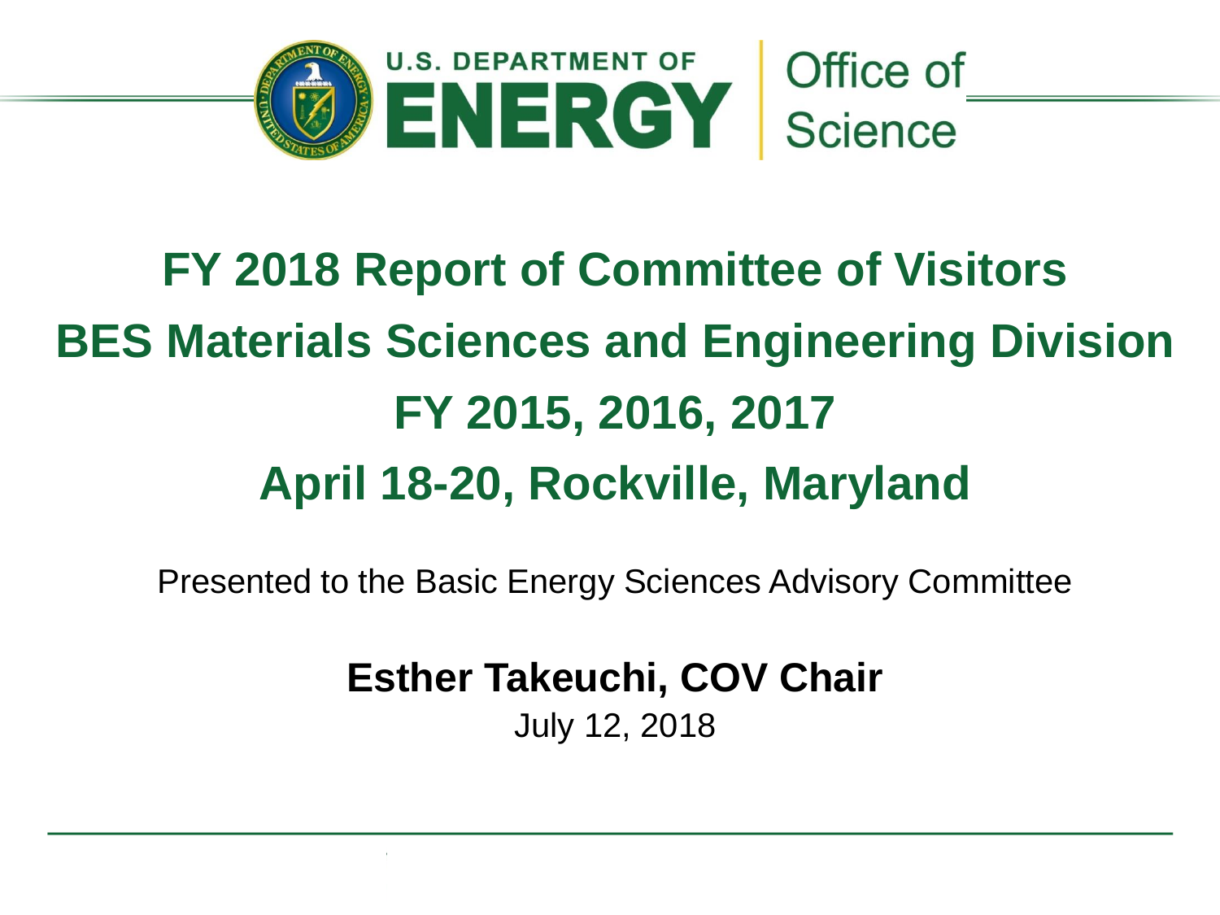U.S. DEPARTMENT OF ENERGY | Office of Science

# FY 2018 Report of Committee of Visitors
# BES Materials Sciences and Engineering Division
# FY 2015, 2016, 2017
# April 18-20, Rockville, Maryland

Presented to the Basic Energy Sciences Advisory Committee

**Esther Takeuchi, COV Chair**

July 12, 2018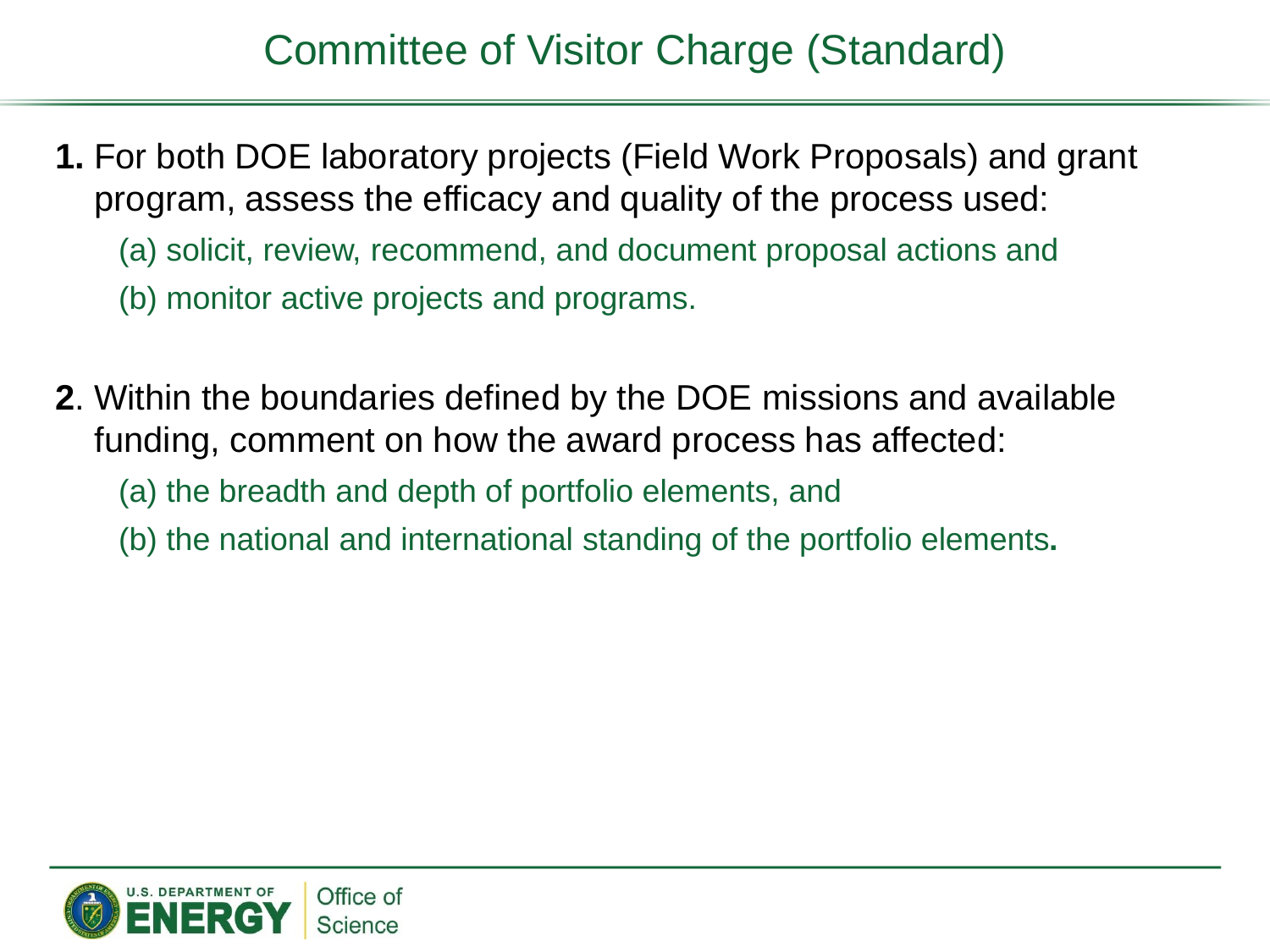# Committee of Visitor Charge (Standard)

**1.** For both DOE laboratory projects (Field Work Proposals) and grant program, assess the efficacy and quality of the process used:

(a) solicit, review, recommend, and document proposal actions and

(b) monitor active projects and programs.

**2**. Within the boundaries defined by the DOE missions and available funding, comment on how the award process has affected:

(a) the breadth and depth of portfolio elements, and

(b) the national and international standing of the portfolio elements**.**

U.S. DEPARTMENT OF ENERGY | Office of Science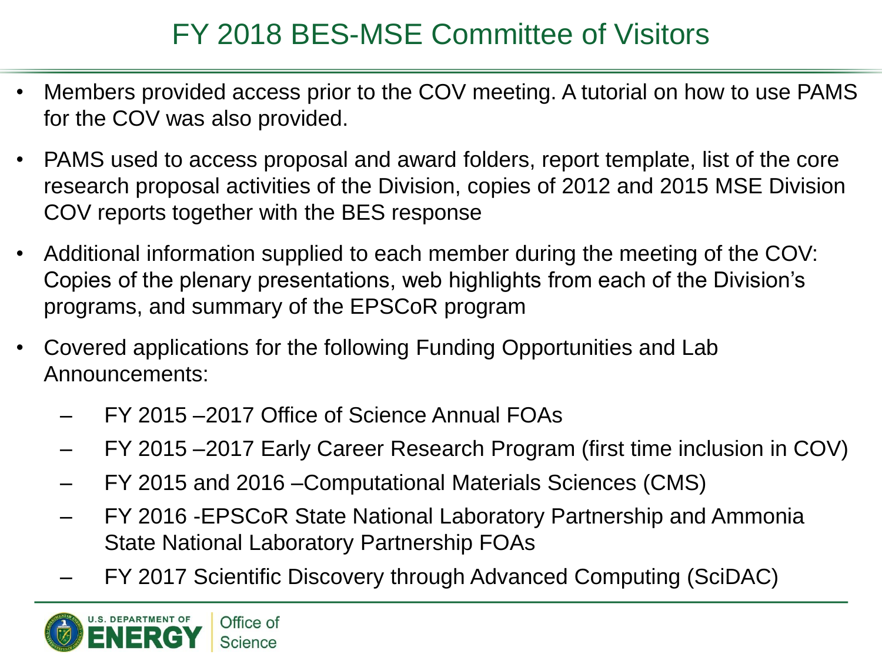# FY 2018 BES-MSE Committee of Visitors

- Members provided access prior to the COV meeting. A tutorial on how to use PAMS for the COV was also provided.
- PAMS used to access proposal and award folders, report template, list of the core research proposal activities of the Division, copies of 2012 and 2015 MSE Division COV reports together with the BES response
- Additional information supplied to each member during the meeting of the COV: Copies of the plenary presentations, web highlights from each of the Division's programs, and summary of the EPSCoR program
- Covered applications for the following Funding Opportunities and Lab Announcements:
  - FY 2015 –2017 Office of Science Annual FOAs
  - FY 2015 –2017 Early Career Research Program (first time inclusion in COV)
  - FY 2015 and 2016 –Computational Materials Sciences (CMS)
  - FY 2016 -EPSCoR State National Laboratory Partnership and Ammonia State National Laboratory Partnership FOAs
  - FY 2017 Scientific Discovery through Advanced Computing (SciDAC)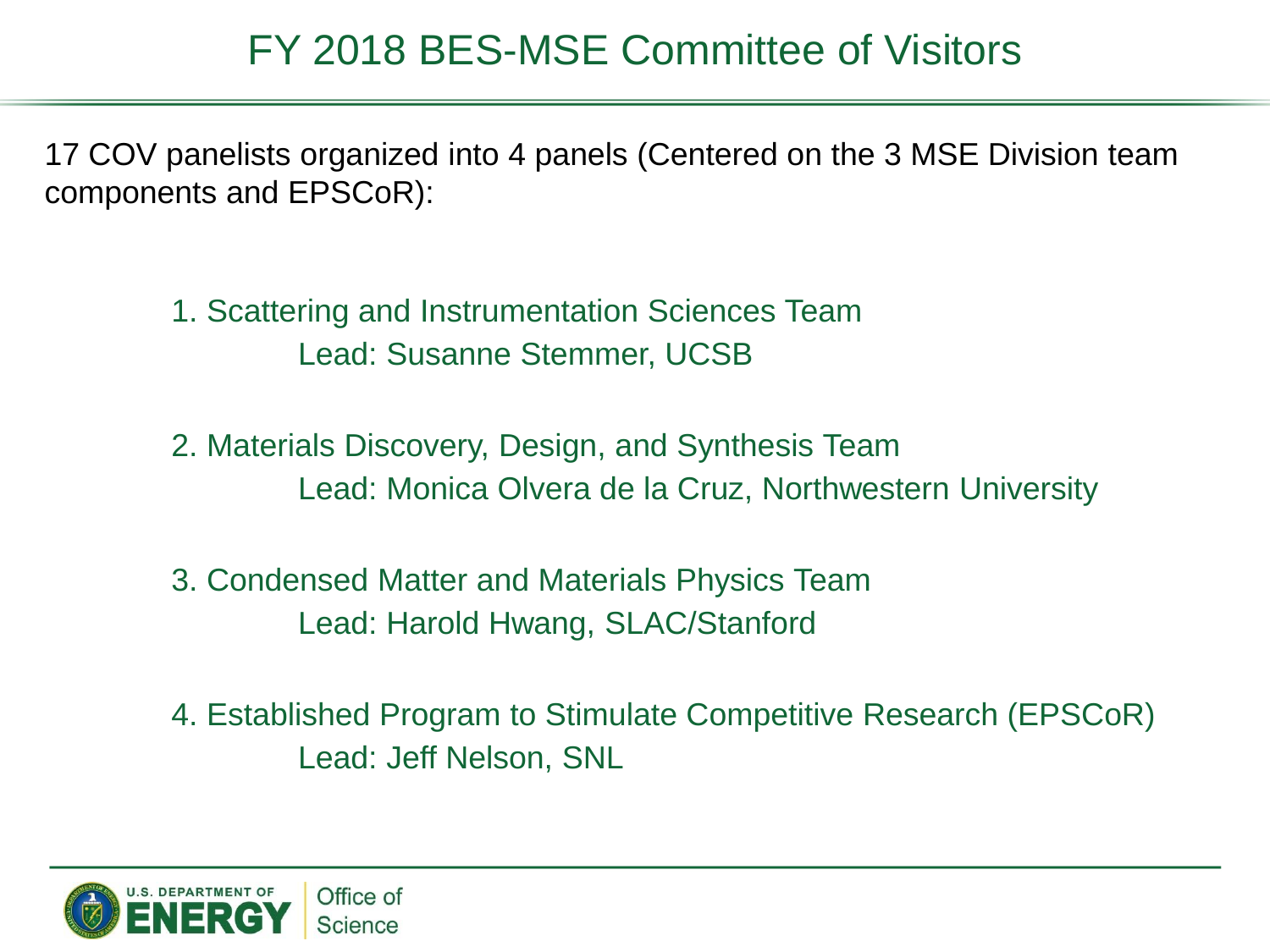# FY 2018 BES-MSE Committee of Visitors

17 COV panelists organized into 4 panels (Centered on the 3 MSE Division team components and EPSCoR):

1. Scattering and Instrumentation Sciences Team
   Lead: Susanne Stemmer, UCSB

2. Materials Discovery, Design, and Synthesis Team
   Lead: Monica Olvera de la Cruz, Northwestern University

3. Condensed Matter and Materials Physics Team
   Lead: Harold Hwang, SLAC/Stanford

4. Established Program to Stimulate Competitive Research (EPSCoR)
   Lead: Jeff Nelson, SNL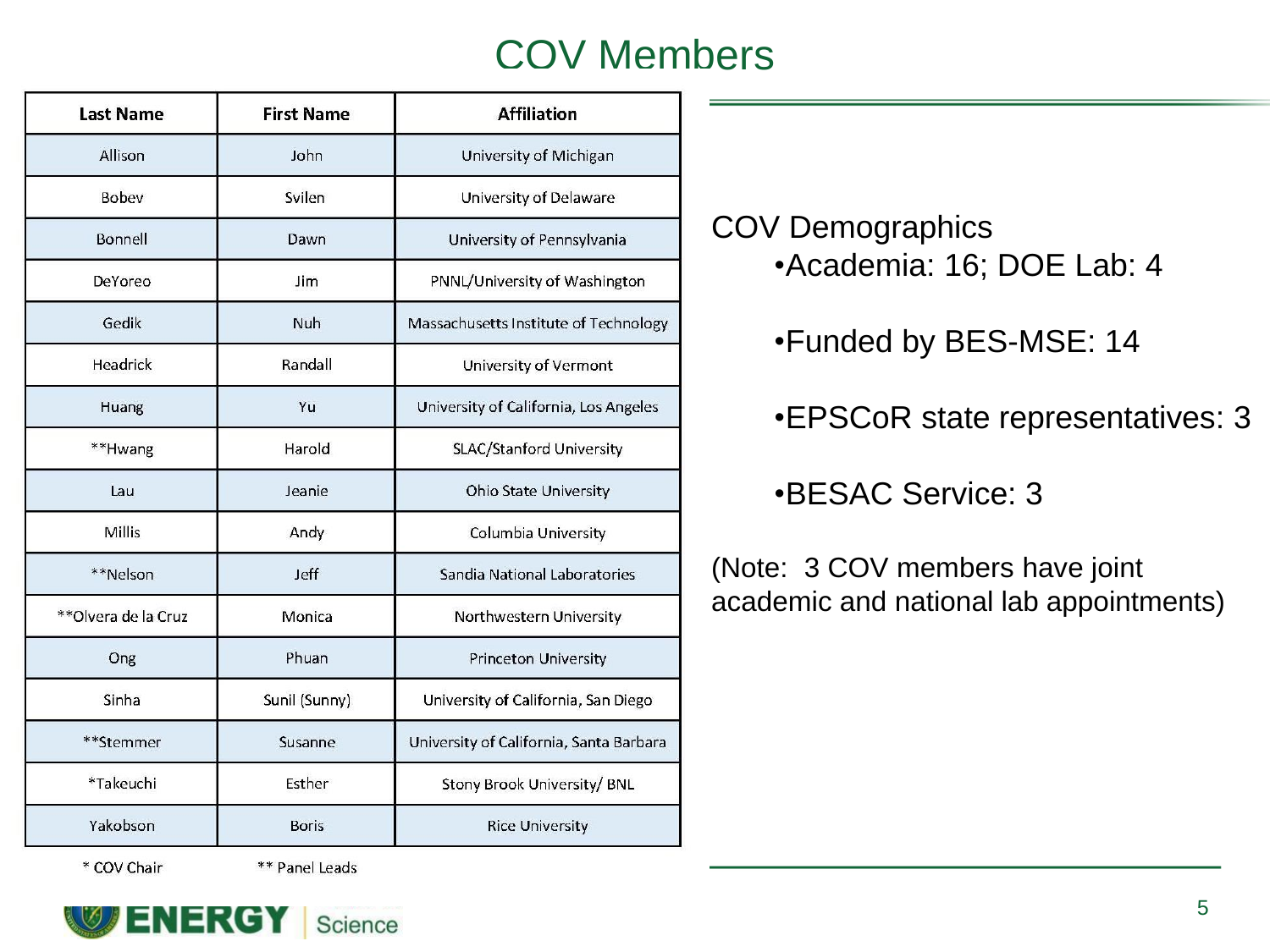# COV Members

| Last Name | First Name | Affiliation |
|---|---|---|
| Allison | John | University of Michigan |
| Bobev | Svilen | University of Delaware |
| Bonnell | Dawn | University of Pennsylvania |
| DeYoreo | Jim | PNNL/University of Washington |
| Gedik | Nuh | Massachusetts Institute of Technology |
| Headrick | Randall | University of Vermont |
| Huang | Yu | University of California, Los Angeles |
| **Hwang | Harold | SLAC/Stanford University |
| Lau | Jeanie | Ohio State University |
| Millis | Andy | Columbia University |
| **Nelson | Jeff | Sandia National Laboratories |
| **Olvera de la Cruz | Monica | Northwestern University |
| Ong | Phuan | Princeton University |
| Sinha | Sunil (Sunny) | University of California, San Diego |
| **Stemmer | Susanne | University of California, Santa Barbara |
| *Takeuchi | Esther | Stony Brook University/ BNL |
| Yakobson | Boris | Rice University |

\* COV Chair    ** Panel Leads

COV Demographics

- Academia: 16; DOE Lab: 4
- Funded by BES-MSE: 14
- EPSCoR state representatives: 3
- BESAC Service: 3

(Note: 3 COV members have joint academic and national lab appointments)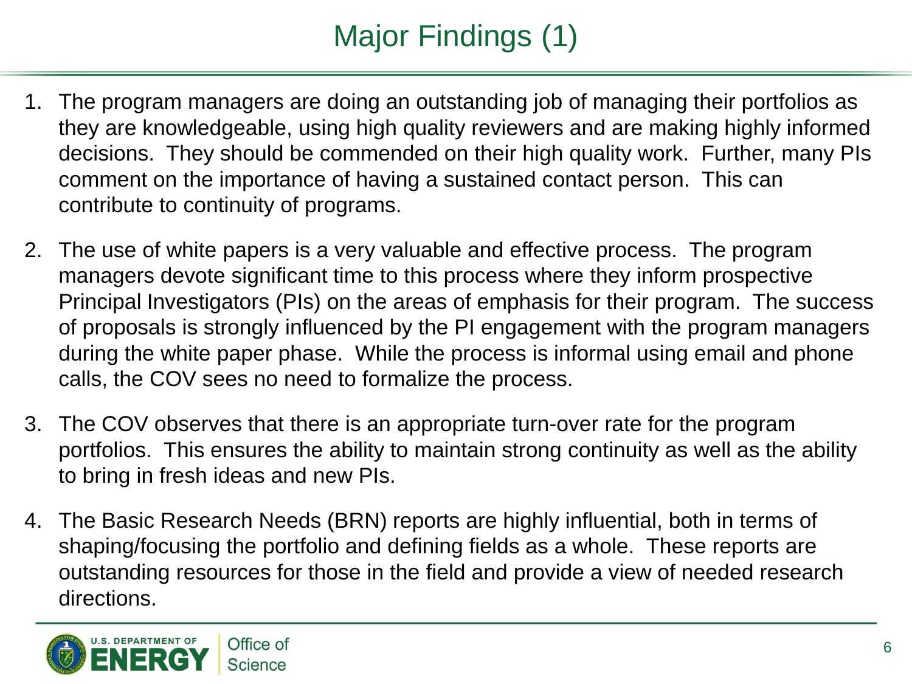# Major Findings (1)

1. The program managers are doing an outstanding job of managing their portfolios as they are knowledgeable, using high quality reviewers and are making highly informed decisions. They should be commended on their high quality work. Further, many PIs comment on the importance of having a sustained contact person. This can contribute to continuity of programs.

2. The use of white papers is a very valuable and effective process. The program managers devote significant time to this process where they inform prospective Principal Investigators (PIs) on the areas of emphasis for their program. The success of proposals is strongly influenced by the PI engagement with the program managers during the white paper phase. While the process is informal using email and phone calls, the COV sees no need to formalize the process.

3. The COV observes that there is an appropriate turn-over rate for the program portfolios. This ensures the ability to maintain strong continuity as well as the ability to bring in fresh ideas and new PIs.

4. The Basic Research Needs (BRN) reports are highly influential, both in terms of shaping/focusing the portfolio and defining fields as a whole. These reports are outstanding resources for those in the field and provide a view of needed research directions.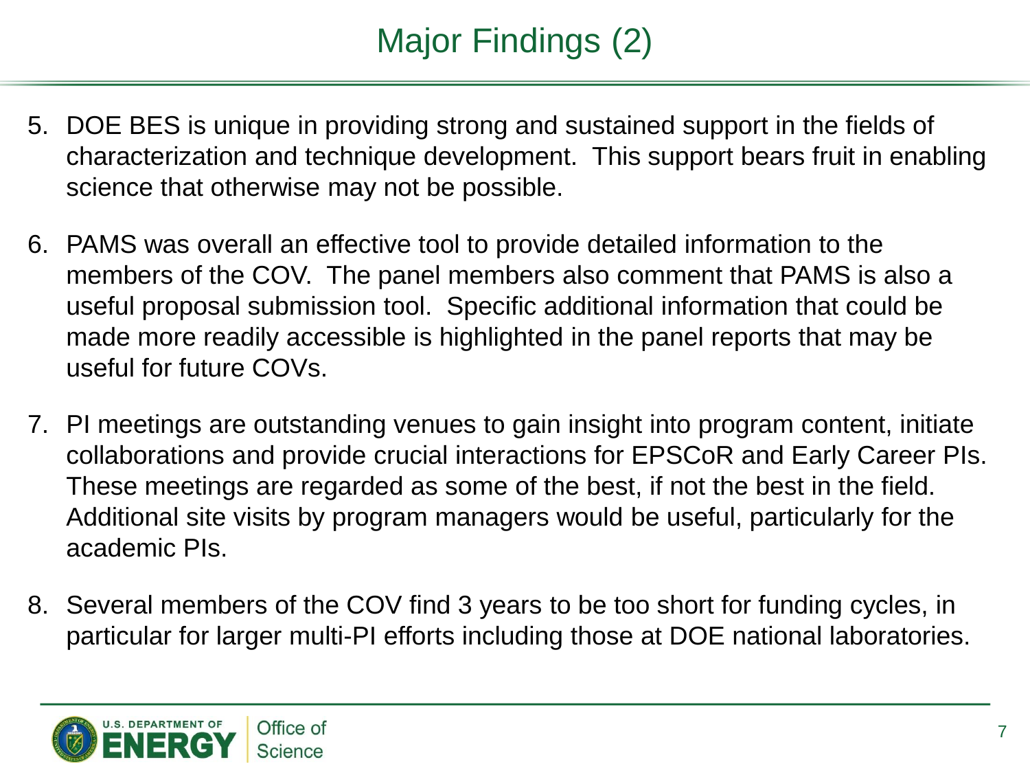# Major Findings (2)

5. DOE BES is unique in providing strong and sustained support in the fields of characterization and technique development. This support bears fruit in enabling science that otherwise may not be possible.

6. PAMS was overall an effective tool to provide detailed information to the members of the COV. The panel members also comment that PAMS is also a useful proposal submission tool. Specific additional information that could be made more readily accessible is highlighted in the panel reports that may be useful for future COVs.

7. PI meetings are outstanding venues to gain insight into program content, initiate collaborations and provide crucial interactions for EPSCoR and Early Career PIs. These meetings are regarded as some of the best, if not the best in the field. Additional site visits by program managers would be useful, particularly for the academic PIs.

8. Several members of the COV find 3 years to be too short for funding cycles, in particular for larger multi-PI efforts including those at DOE national laboratories.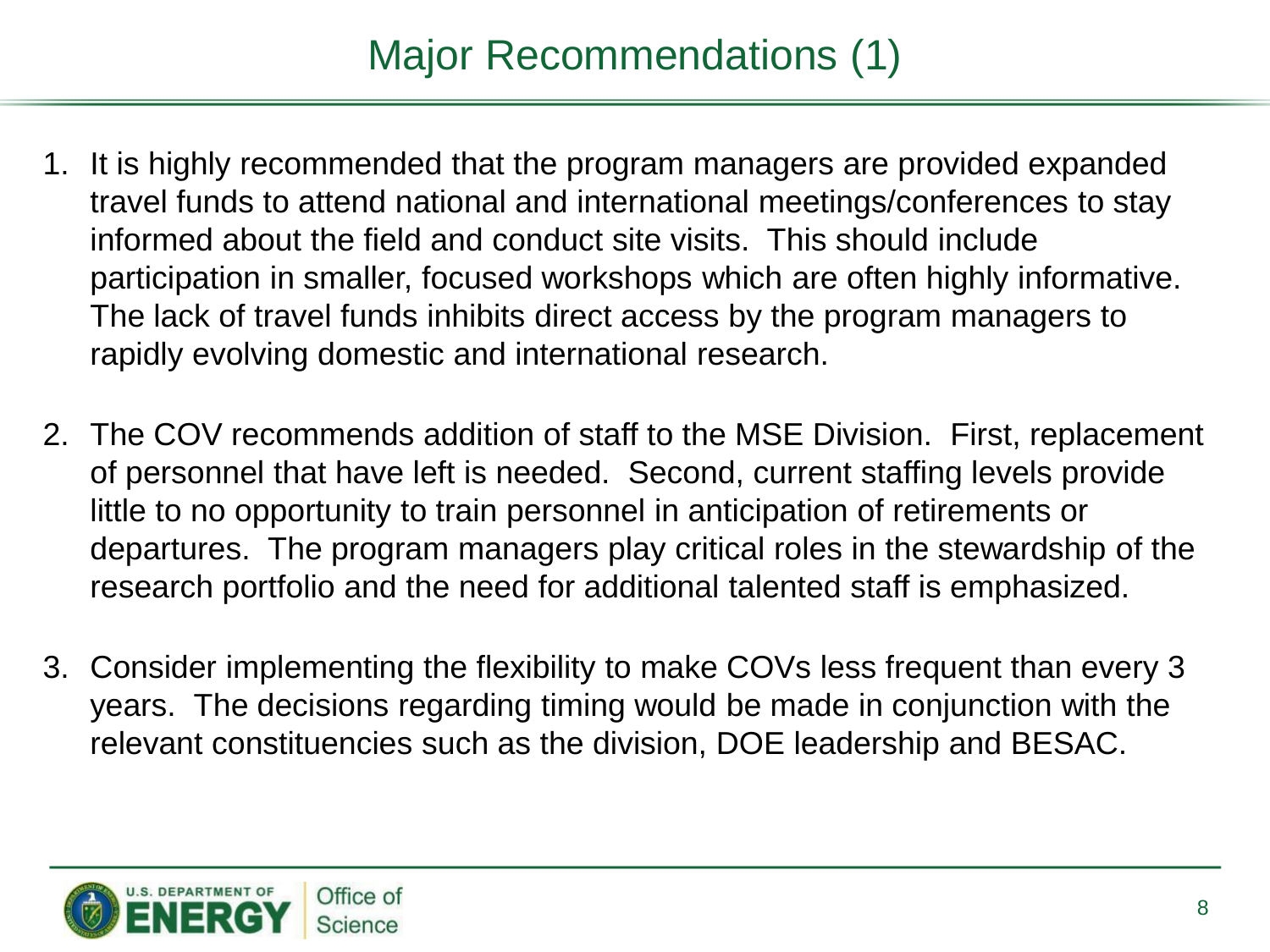# Major Recommendations (1)

1. It is highly recommended that the program managers are provided expanded travel funds to attend national and international meetings/conferences to stay informed about the field and conduct site visits. This should include participation in smaller, focused workshops which are often highly informative. The lack of travel funds inhibits direct access by the program managers to rapidly evolving domestic and international research.

2. The COV recommends addition of staff to the MSE Division. First, replacement of personnel that have left is needed. Second, current staffing levels provide little to no opportunity to train personnel in anticipation of retirements or departures. The program managers play critical roles in the stewardship of the research portfolio and the need for additional talented staff is emphasized.

3. Consider implementing the flexibility to make COVs less frequent than every 3 years. The decisions regarding timing would be made in conjunction with the relevant constituencies such as the division, DOE leadership and BESAC.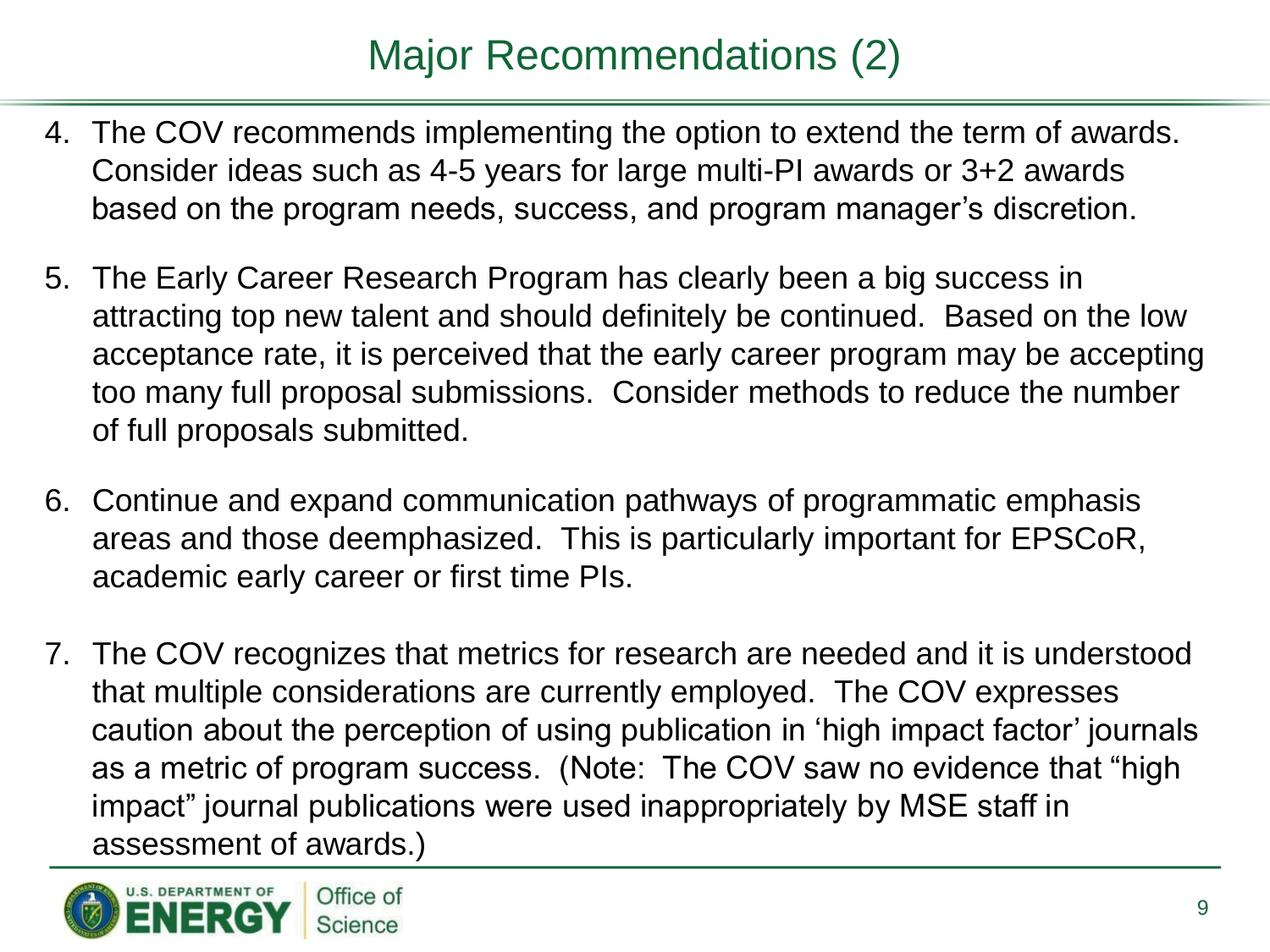# Major Recommendations (2)

4. The COV recommends implementing the option to extend the term of awards. Consider ideas such as 4-5 years for large multi-PI awards or 3+2 awards based on the program needs, success, and program manager's discretion.

5. The Early Career Research Program has clearly been a big success in attracting top new talent and should definitely be continued. Based on the low acceptance rate, it is perceived that the early career program may be accepting too many full proposal submissions. Consider methods to reduce the number of full proposals submitted.

6. Continue and expand communication pathways of programmatic emphasis areas and those deemphasized. This is particularly important for EPSCoR, academic early career or first time PIs.

7. The COV recognizes that metrics for research are needed and it is understood that multiple considerations are currently employed. The COV expresses caution about the perception of using publication in 'high impact factor' journals as a metric of program success. (Note: The COV saw no evidence that "high impact" journal publications were used inappropriately by MSE staff in assessment of awards.)

U.S. DEPARTMENT OF ENERGY | Office of Science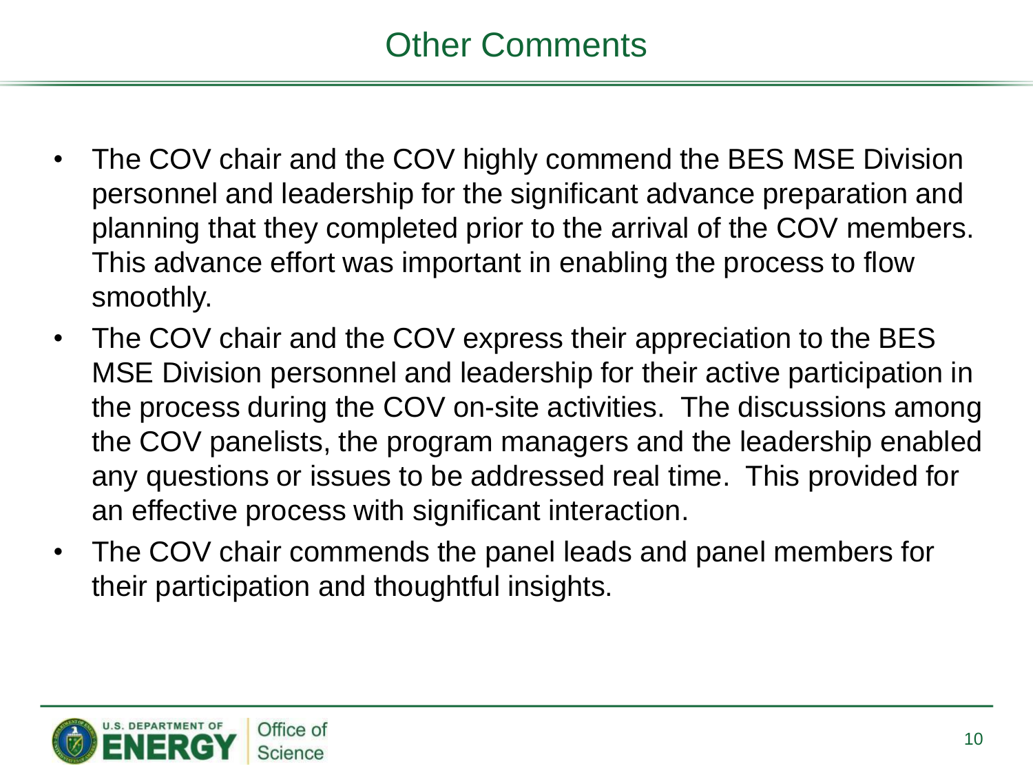# Other Comments

- The COV chair and the COV highly commend the BES MSE Division personnel and leadership for the significant advance preparation and planning that they completed prior to the arrival of the COV members. This advance effort was important in enabling the process to flow smoothly.
- The COV chair and the COV express their appreciation to the BES MSE Division personnel and leadership for their active participation in the process during the COV on-site activities. The discussions among the COV panelists, the program managers and the leadership enabled any questions or issues to be addressed real time. This provided for an effective process with significant interaction.
- The COV chair commends the panel leads and panel members for their participation and thoughtful insights.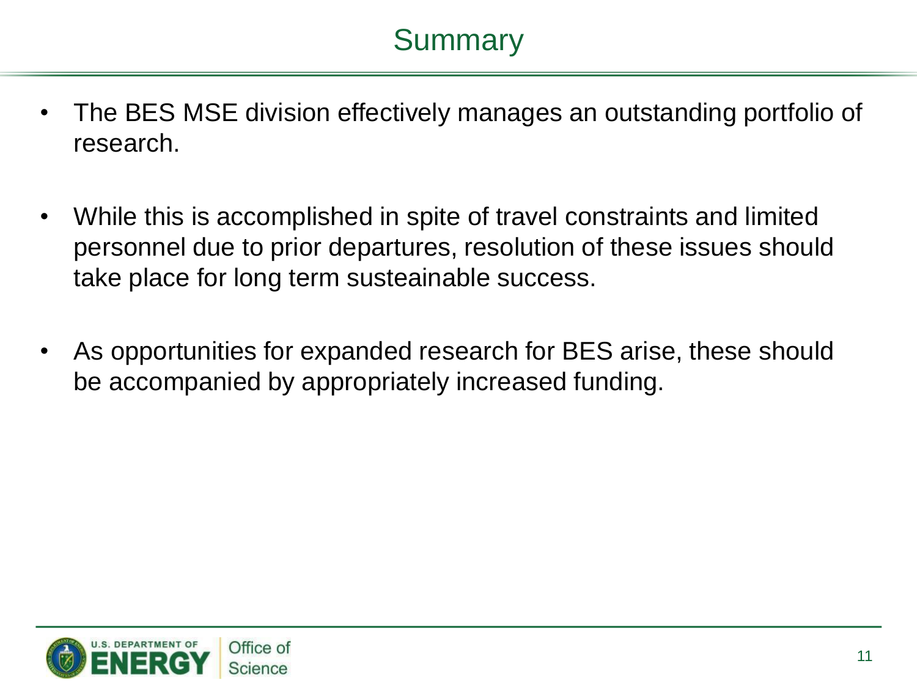# Summary

- The BES MSE division effectively manages an outstanding portfolio of research.

- While this is accomplished in spite of travel constraints and limited personnel due to prior departures, resolution of these issues should take place for long term susteainable success.

- As opportunities for expanded research for BES arise, these should be accompanied by appropriately increased funding.